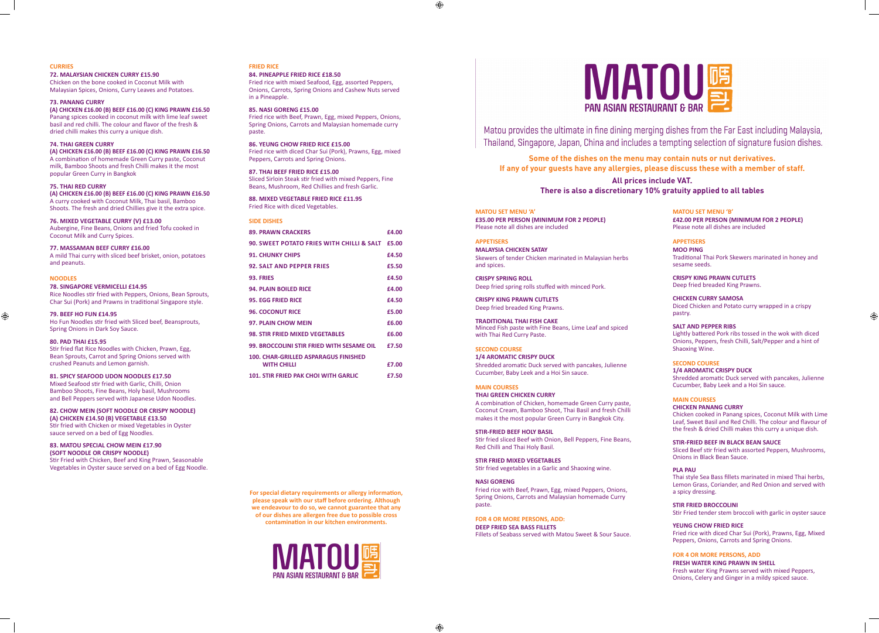## CURRIES

**72. MALAYSIAN CHICKEN CURRY £15.90**
Chicken on the bone cooked in Coconut Milk with Malaysian Spices, Onions, Curry Leaves and Potatoes.

**73. PANANG CURRY**
**(A) CHICKEN £16.00 (B) BEEF £16.00 (C) KING PRAWN £16.50**
Panang spices cooked in coconut milk with lime leaf sweet basil and red chilli. The colour and flavor of the fresh & dried chilli makes this curry a unique dish.

**74. THAI GREEN CURRY**
**(A) CHICKEN £16.00 (B) BEEF £16.00 (C) KING PRAWN £16.50**
A combination of homemade Green Curry paste, Coconut milk, Bamboo Shoots and fresh Chilli makes it the most popular Green Curry in Bangkok

**75. THAI RED CURRY**
**(A) CHICKEN £16.00 (B) BEEF £16.00 (C) KING PRAWN £16.50**
A curry cooked with Coconut Milk, Thai basil, Bamboo Shoots. The fresh and dried Chillies give it the extra spice.

**76. MIXED VEGETABLE CURRY (V) £13.00**
Aubergine, Fine Beans, Onions and fried Tofu cooked in Coconut Milk and Curry Spices.

**77. MASSAMAN BEEF CURRY £16.00**
A mild Thai curry with sliced beef brisket, onion, potatoes and peanuts.

## NOODLES

**78. SINGAPORE VERMICELLI £14.95**
Rice Noodles stir fried with Peppers, Onions, Bean Sprouts, Char Sui (Pork) and Prawns in traditional Singapore style.

**79. BEEF HO FUN £14.95**
Ho Fun Noodles stir fried with Sliced beef, Beansprouts, Spring Onions in Dark Soy Sauce.

**80. PAD THAI £15.95**
Stir fried flat Rice Noodles with Chicken, Prawn, Egg, Bean Sprouts, Carrot and Spring Onions served with crushed Peanuts and Lemon garnish.

**81. SPICY SEAFOOD UDON NOODLES £17.50**
Mixed Seafood stir fried with Garlic, Chilli, Onion Bamboo Shoots, Fine Beans, Holy basil, Mushrooms and Bell Peppers served with Japanese Udon Noodles.

**82. CHOW MEIN (SOFT NOODLE OR CRISPY NOODLE)**
**(A) CHICKEN £14.50 (B) VEGETABLE £13.50**
Stir fried with Chicken or mixed Vegetables in Oyster sauce served on a bed of Egg Noodles.

**83. MATOU SPECIAL CHOW MEIN £17.90**
**(SOFT NOODLE OR CRISPY NOODLE)**
Stir Fried with Chicken, Beef and King Prawn, Seasonable Vegetables in Oyster sauce served on a bed of Egg Noodle.

## FRIED RICE

**84. PINEAPPLE FRIED RICE £18.50**
Fried rice with mixed Seafood, Egg, assorted Peppers, Onions, Carrots, Spring Onions and Cashew Nuts served in a Pineapple.

**85. NASI GORENG £15.00**
Fried rice with Beef, Prawn, Egg, mixed Peppers, Onions, Spring Onions, Carrots and Malaysian homemade curry paste.

**86. YEUNG CHOW FRIED RICE £15.00**
Fried rice with diced Char Sui (Pork), Prawns, Egg, mixed Peppers, Carrots and Spring Onions.

**87. THAI BEEF FRIED RICE £15.00**
Sliced Sirloin Steak stir fried with mixed Peppers, Fine Beans, Mushroom, Red Chillies and fresh Garlic.

**88. MIXED VEGETABLE FRIED RICE £11.95**
Fried Rice with diced Vegetables.

## SIDE DISHES

| | |
|---|---|
| **89. PRAWN CRACKERS** | **£4.00** |
| **90. SWEET POTATO FRIES WITH CHILLI & SALT** | **£5.00** |
| **91. CHUNKY CHIPS** | **£4.50** |
| **92. SALT AND PEPPER FRIES** | **£5.50** |
| **93. FRIES** | **£4.50** |
| **94. PLAIN BOILED RICE** | **£4.00** |
| **95. EGG FRIED RICE** | **£4.50** |
| **96. COCONUT RICE** | **£5.00** |
| **97. PLAIN CHOW MEIN** | **£6.00** |
| **98. STIR FRIED MIXED VEGETABLES** | **£6.00** |
| **99. BROCCOLINI STIR FRIED WITH SESAME OIL** | **£7.50** |
| **100. CHAR-GRILLED ASPARAGUS FINISHED WITH CHILLI** | **£7.00** |
| **101. STIR FRIED PAK CHOI WITH GARLIC** | **£7.50** |

**For special dietary requirements or allergy information, please speak with our staff before ordering. Although we endeavour to do so, we cannot guarantee that any of our dishes are allergen free due to possible cross contamination in our kitchen environments.**

MATOU 瑪
PAN ASIAN RESTAURANT & BAR

# MATOU 瑪
## PAN ASIAN RESTAURANT & BAR

Matou provides the ultimate in fine dining merging dishes from the Far East including Malaysia, Thailand, Singapore, Japan, China and includes a tempting selection of signature fusion dishes.

**Some of the dishes on the menu may contain nuts or nut derivatives.**
**If any of your guests have any allergies, please discuss these with a member of staff.**

**All prices include VAT.**
**There is also a discretionary 10% gratuity applied to all tables**

## MATOU SET MENU 'A'
**£35.00 PER PERSON (MINIMUM FOR 2 PEOPLE)**
Please note all dishes are included

### APPETISERS

**MALAYSIA CHICKEN SATAY**
Skewers of tender Chicken marinated in Malaysian herbs and spices.

**CRISPY SPRING ROLL**
Deep fried spring rolls stuffed with minced Pork.

**CRISPY KING PRAWN CUTLETS**
Deep fried breaded King Prawns.

**TRADITIONAL THAI FISH CAKE**
Minced Fish paste with Fine Beans, Lime Leaf and spiced with Thai Red Curry Paste.

### SECOND COURSE

**1/4 AROMATIC CRISPY DUCK**
Shredded aromatic Duck served with pancakes, Julienne Cucumber, Baby Leek and a Hoi Sin sauce.

### MAIN COURSES

**THAI GREEN CHICKEN CURRY**
A combination of Chicken, homemade Green Curry paste, Coconut Cream, Bamboo Shoot, Thai Basil and fresh Chilli makes it the most popular Green Curry in Bangkok City.

**STIR-FRIED BEEF HOLY BASIL**
Stir fried sliced Beef with Onion, Bell Peppers, Fine Beans, Red Chilli and Thai Holy Basil.

**STIR FRIED MIXED VEGETABLES**
Stir fried vegetables in a Garlic and Shaoxing wine.

**NASI GORENG**
Fried rice with Beef, Prawn, Egg, mixed Peppers, Onions, Spring Onions, Carrots and Malaysian homemade Curry paste.

### FOR 4 OR MORE PERSONS, ADD:

**DEEP FRIED SEA BASS FILLETS**
Fillets of Seabass served with Matou Sweet & Sour Sauce.

## MATOU SET MENU 'B'
**£42.00 PER PERSON (MINIMUM FOR 2 PEOPLE)**
Please note all dishes are included

### APPETISERS

**MOO PING**
Traditional Thai Pork Skewers marinated in honey and sesame seeds.

**CRISPY KING PRAWN CUTLETS**
Deep fried breaded King Prawns.

**CHICKEN CURRY SAMOSA**
Diced Chicken and Potato curry wrapped in a crispy pastry.

**SALT AND PEPPER RIBS**
Lightly battered Pork ribs tossed in the wok with diced Onions, Peppers, fresh Chilli, Salt/Pepper and a hint of Shaoxing Wine.

### SECOND COURSE

**1/4 AROMATIC CRISPY DUCK**
Shredded aromatic Duck served with pancakes, Julienne Cucumber, Baby Leek and a Hoi Sin sauce.

### MAIN COURSES

**CHICKEN PANANG CURRY**
Chicken cooked in Panang spices, Coconut Milk with Lime Leaf, Sweet Basil and Red Chilli. The colour and flavour of the fresh & dried Chilli makes this curry a unique dish.

**STIR-FRIED BEEF IN BLACK BEAN SAUCE**
Sliced Beef stir fried with assorted Peppers, Mushrooms, Onions in Black Bean Sauce.

**PLA PAU**
Thai style Sea Bass fillets marinated in mixed Thai herbs, Lemon Grass, Coriander, and Red Onion and served with a spicy dressing.

**STIR FRIED BROCCOLINI**
Stir Fried tender stem broccoli with garlic in oyster sauce

**YEUNG CHOW FRIED RICE**
Fried rice with diced Char Sui (Pork), Prawns, Egg, Mixed Peppers, Onions, Carrots and Spring Onions.

### FOR 4 OR MORE PERSONS, ADD

**FRESH WATER KING PRAWN IN SHELL**
Fresh water King Prawns served with mixed Peppers, Onions, Celery and Ginger in a mildy spiced sauce.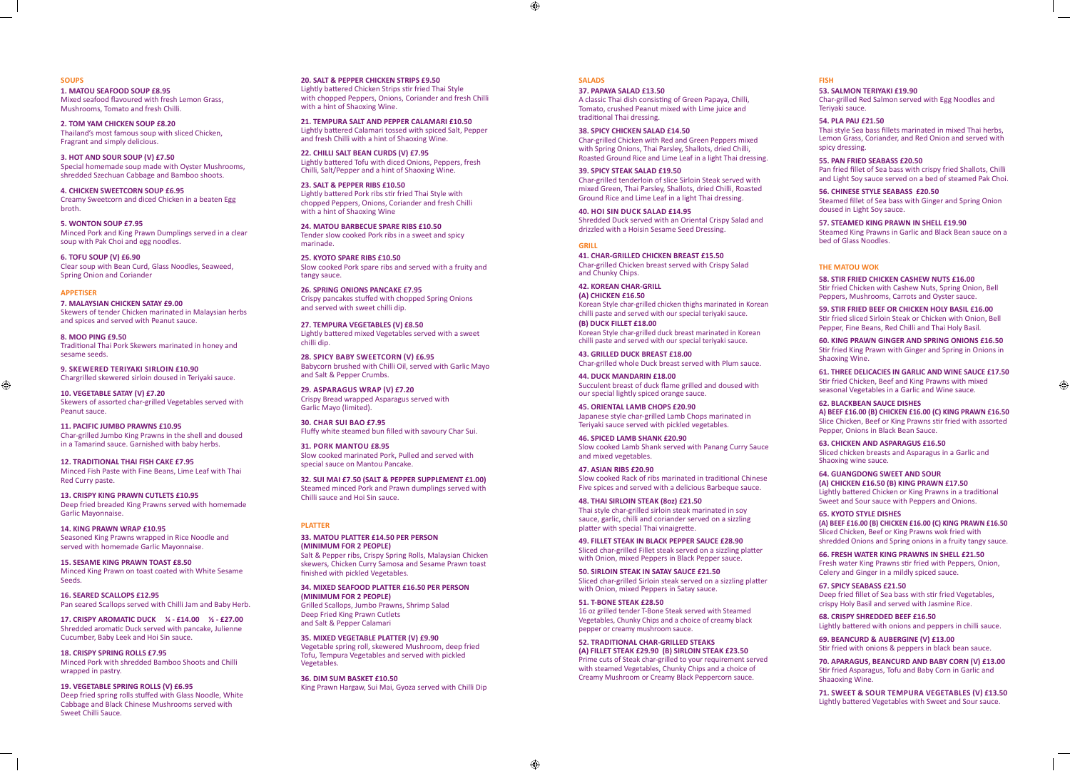## SOUPS

**1. MATOU SEAFOOD SOUP £8.95**
Mixed seafood flavoured with fresh Lemon Grass, Mushrooms, Tomato and fresh Chilli.

**2. TOM YAM CHICKEN SOUP £8.20**
Thailand's most famous soup with sliced Chicken, Fragrant and simply delicious.

**3. HOT AND SOUR SOUP (V) £7.50**
Special homemade soup made with Oyster Mushrooms, shredded Szechuan Cabbage and Bamboo shoots.

**4. CHICKEN SWEETCORN SOUP £6.95**
Creamy Sweetcorn and diced Chicken in a beaten Egg broth.

**5. WONTON SOUP £7.95**
Minced Pork and King Prawn Dumplings served in a clear soup with Pak Choi and egg noodles.

**6. TOFU SOUP (V) £6.90**
Clear soup with Bean Curd, Glass Noodles, Seaweed, Spring Onion and Coriander

## APPETISER

**7. MALAYSIAN CHICKEN SATAY £9.00**
Skewers of tender Chicken marinated in Malaysian herbs and spices and served with Peanut sauce.

**8. MOO PING £9.50**
Traditional Thai Pork Skewers marinated in honey and sesame seeds.

**9. SKEWERED TERIYAKI SIRLOIN £10.90**
Chargrilled skewered sirloin doused in Teriyaki sauce.

**10. VEGETABLE SATAY (V) £7.20**
Skewers of assorted char-grilled Vegetables served with Peanut sauce.

**11. PACIFIC JUMBO PRAWNS £10.95**
Char-grilled Jumbo King Prawns in the shell and doused in a Tamarind sauce. Garnished with baby herbs.

**12. TRADITIONAL THAI FISH CAKE £7.95**
Minced Fish Paste with Fine Beans, Lime Leaf with Thai Red Curry paste.

**13. CRISPY KING PRAWN CUTLETS £10.95**
Deep fried breaded King Prawns served with homemade Garlic Mayonnaise.

**14. KING PRAWN WRAP £10.95**
Seasoned King Prawns wrapped in Rice Noodle and served with homemade Garlic Mayonnaise.

**15. SESAME KING PRAWN TOAST £8.50**
Minced King Prawn on toast coated with White Sesame Seeds.

**16. SEARED SCALLOPS £12.95**
Pan seared Scallops served with Chilli Jam and Baby Herb.

**17. CRISPY AROMATIC DUCK ¼ - £14.00 ½ - £27.00**
Shredded aromatic Duck served with pancake, Julienne Cucumber, Baby Leek and Hoi Sin sauce.

**18. CRISPY SPRING ROLLS £7.95**
Minced Pork with shredded Bamboo Shoots and Chilli wrapped in pastry.

**19. VEGETABLE SPRING ROLLS (V) £6.95**
Deep fried spring rolls stuffed with Glass Noodle, White Cabbage and Black Chinese Mushrooms served with Sweet Chilli Sauce.

**20. SALT & PEPPER CHICKEN STRIPS £9.50**
Lightly battered Chicken Strips stir fried Thai Style with chopped Peppers, Onions, Coriander and fresh Chilli with a hint of Shaoxing Wine.

**21. TEMPURA SALT AND PEPPER CALAMARI £10.50**
Lightly battered Calamari tossed with spiced Salt, Pepper and fresh Chilli with a hint of Shaoxing Wine.

**22. CHILLI SALT BEAN CURDS (V) £7.95**
Lightly battered Tofu with diced Onions, Peppers, fresh Chilli, Salt/Pepper and a hint of Shaoxing Wine.

**23. SALT & PEPPER RIBS £10.50**
Lightly battered Pork ribs stir fried Thai Style with chopped Peppers, Onions, Coriander and fresh Chilli with a hint of Shaoxing Wine

**24. MATOU BARBECUE SPARE RIBS £10.50**
Tender slow cooked Pork ribs in a sweet and spicy marinade.

**25. KYOTO SPARE RIBS £10.50**
Slow cooked Pork spare ribs and served with a fruity and tangy sauce.

**26. SPRING ONIONS PANCAKE £7.95**
Crispy pancakes stuffed with chopped Spring Onions and served with sweet chilli dip.

**27. TEMPURA VEGETABLES (V) £8.50**
Lightly battered mixed Vegetables served with a sweet chilli dip.

**28. SPICY BABY SWEETCORN (V) £6.95**
Babycorn brushed with Chilli Oil, served with Garlic Mayo and Salt & Pepper Crumbs.

**29. ASPARAGUS WRAP (V) £7.20**
Crispy Bread wrapped Asparagus served with Garlic Mayo (limited).

**30. CHAR SUI BAO £7.95**
Fluffy white steamed bun filled with savoury Char Sui.

**31. PORK MANTOU £8.95**
Slow cooked marinated Pork, Pulled and served with special sauce on Mantou Pancake.

**32. SUI MAI £7.50 (SALT & PEPPER SUPPLEMENT £1.00)**
Steamed minced Pork and Prawn dumplings served with Chilli sauce and Hoi Sin sauce.

## PLATTER

**33. MATOU PLATTER £14.50 PER PERSON (MINIMUM FOR 2 PEOPLE)**
Salt & Pepper ribs, Crispy Spring Rolls, Malaysian Chicken skewers, Chicken Curry Samosa and Sesame Prawn toast finished with pickled Vegetables.

**34. MIXED SEAFOOD PLATTER £16.50 PER PERSON (MINIMUM FOR 2 PEOPLE)**
Grilled Scallops, Jumbo Prawns, Shrimp Salad
Deep Fried King Prawn Cutlets
and Salt & Pepper Calamari

**35. MIXED VEGETABLE PLATTER (V) £9.90**
Vegetable spring roll, skewered Mushroom, deep fried Tofu, Tempura Vegetables and served with pickled Vegetables.

**36. DIM SUM BASKET £10.50**
King Prawn Hargaw, Sui Mai, Gyoza served with Chilli Dip

## SALADS

**37. PAPAYA SALAD £13.50**
A classic Thai dish consisting of Green Papaya, Chilli, Tomato, crushed Peanut mixed with Lime juice and traditional Thai dressing.

**38. SPICY CHICKEN SALAD £14.50**
Char-grilled Chicken with Red and Green Peppers mixed with Spring Onions, Thai Parsley, Shallots, dried Chilli, Roasted Ground Rice and Lime Leaf in a light Thai dressing.

**39. SPICY STEAK SALAD £19.50**
Char-grilled tenderloin of slice Sirloin Steak served with mixed Green, Thai Parsley, Shallots, dried Chilli, Roasted Ground Rice and Lime Leaf in a light Thai dressing.

**40. HOI SIN DUCK SALAD £14.95**
Shredded Duck served with an Oriental Crispy Salad and drizzled with a Hoisin Sesame Seed Dressing.

## GRILL

**41. CHAR-GRILLED CHICKEN BREAST £15.50**
Char-grilled Chicken breast served with Crispy Salad and Chunky Chips.

**42. KOREAN CHAR-GRILL**
**(A) CHICKEN £16.50**
Korean Style char-grilled chicken thighs marinated in Korean chilli paste and served with our special teriyaki sauce.
**(B) DUCK FILLET £18.00**
Korean Style char-grilled duck breast marinated in Korean chilli paste and served with our special teriyaki sauce.

**43. GRILLED DUCK BREAST £18.00**
Char-grilled whole Duck breast served with Plum sauce.

**44. DUCK MANDARIN £18.00**
Succulent breast of duck flame grilled and doused with our special lightly spiced orange sauce.

**45. ORIENTAL LAMB CHOPS £20.90**
Japanese style char-grilled Lamb Chops marinated in Teriyaki sauce served with pickled vegetables.

**46. SPICED LAMB SHANK £20.90**
Slow cooked Lamb Shank served with Panang Curry Sauce and mixed vegetables.

**47. ASIAN RIBS £20.90**
Slow cooked Rack of ribs marinated in traditional Chinese Five spices and served with a delicious Barbeque sauce.

**48. THAI SIRLOIN STEAK (8oz) £21.50**
Thai style char-grilled sirloin steak marinated in soy sauce, garlic, chilli and coriander served on a sizzling platter with special Thai vinaigrette.

**49. FILLET STEAK IN BLACK PEPPER SAUCE £28.90**
Sliced char-grilled Fillet steak served on a sizzling platter with Onion, mixed Peppers in Black Pepper sauce.

**50. SIRLOIN STEAK IN SATAY SAUCE £21.50**
Sliced char-grilled Sirloin steak served on a sizzling platter with Onion, mixed Peppers in Satay sauce.

**51. T-BONE STEAK £28.50**
16 oz grilled tender T-Bone Steak served with Steamed Vegetables, Chunky Chips and a choice of creamy black pepper or creamy mushroom sauce.

**52. TRADITIONAL CHAR-GRILLED STEAKS**
**(A) FILLET STEAK £29.90 (B) SIRLOIN STEAK £23.50**
Prime cuts of Steak char-grilled to your requirement served with steamed Vegetables, Chunky Chips and a choice of Creamy Mushroom or Creamy Black Peppercorn sauce.

## FISH

**53. SALMON TERIYAKI £19.90**
Char-grilled Red Salmon served with Egg Noodles and Teriyaki sauce.

**54. PLA PAU £21.50**
Thai style Sea bass fillets marinated in mixed Thai herbs, Lemon Grass, Coriander, and Red Onion and served with spicy dressing.

**55. PAN FRIED SEABASS £20.50**
Pan fried fillet of Sea bass with crispy fried Shallots, Chilli and Light Soy sauce served on a bed of steamed Pak Choi.

**56. CHINESE STYLE SEABASS £20.50**
Steamed fillet of Sea bass with Ginger and Spring Onion doused in Light Soy sauce.

**57. STEAMED KING PRAWN IN SHELL £19.90**
Steamed King Prawns in Garlic and Black Bean sauce on a bed of Glass Noodles.

## THE MATOU WOK

**58. STIR FRIED CHICKEN CASHEW NUTS £16.00**
Stir fried Chicken with Cashew Nuts, Spring Onion, Bell Peppers, Mushrooms, Carrots and Oyster sauce.

**59. STIR FRIED BEEF OR CHICKEN HOLY BASIL £16.00**
Stir fried sliced Sirloin Steak or Chicken with Onion, Bell Pepper, Fine Beans, Red Chilli and Thai Holy Basil.

**60. KING PRAWN GINGER AND SPRING ONIONS £16.50**
Stir fried King Prawn with Ginger and Spring in Onions in Shaoxing Wine.

**61. THREE DELICACIES IN GARLIC AND WINE SAUCE £17.50**
Stir fried Chicken, Beef and King Prawns with mixed seasonal Vegetables in a Garlic and Wine sauce.

**62. BLACKBEAN SAUCE DISHES**
**A) BEEF £16.00 (B) CHICKEN £16.00 (C) KING PRAWN £16.50**
Slice Chicken, Beef or King Prawns stir fried with assorted Pepper, Onions in Black Bean Sauce.

**63. CHICKEN AND ASPARAGUS £16.50**
Sliced chicken breasts and Asparagus in a Garlic and Shaoxing wine sauce.

**64. GUANGDONG SWEET AND SOUR**
**(A) CHICKEN £16.50 (B) KING PRAWN £17.50**
Lightly battered Chicken or King Prawns in a traditional Sweet and Sour sauce with Peppers and Onions.

**65. KYOTO STYLE DISHES**
**(A) BEEF £16.00 (B) CHICKEN £16.00 (C) KING PRAWN £16.50**
Sliced Chicken, Beef or King Prawns wok fried with shredded Onions and Spring onions in a fruity tangy sauce.

**66. FRESH WATER KING PRAWNS IN SHELL £21.50**
Fresh water King Prawns stir fried with Peppers, Onion, Celery and Ginger in a mildly spiced sauce.

**67. SPICY SEABASS £21.50**
Deep fried fillet of Sea bass with stir fried Vegetables, crispy Holy Basil and served with Jasmine Rice.

**68. CRISPY SHREDDED BEEF £16.50**
Lightly battered with onions and peppers in chilli sauce.

**69. BEANCURD & AUBERGINE (V) £13.00**
Stir fried with onions & peppers in black bean sauce.

**70. APARAGUS, BEANCURD AND BABY CORN (V) £13.00**
Stir fried Asparagus, Tofu and Baby Corn in Garlic and Shaaoxing Wine.

**71. SWEET & SOUR TEMPURA VEGETABLES (V) £13.50**
Lightly battered Vegetables with Sweet and Sour sauce.